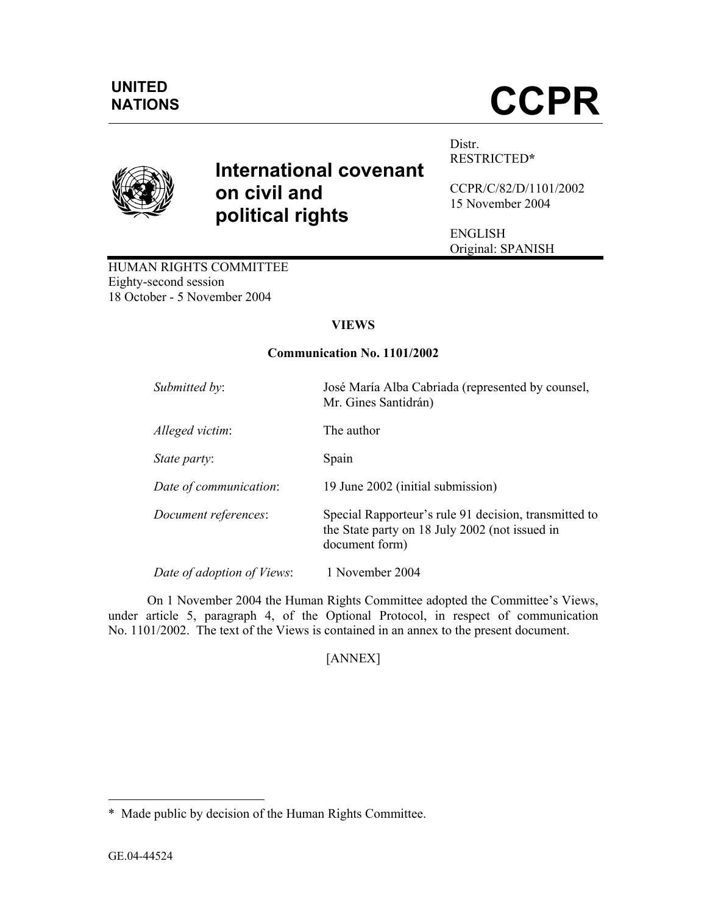**UNITED NATIONS**

# CCPR

## International covenant on civil and political rights

Distr.
RESTRICTED*

CCPR/C/82/D/1101/2002
15 November 2004

ENGLISH
Original: SPANISH

HUMAN RIGHTS COMMITTEE
Eighty-second session
18 October - 5 November 2004

**VIEWS**

**Communication No. 1101/2002**

| | |
|---|---|
| *Submitted by*: | José María Alba Cabriada (represented by counsel, Mr. Gines Santidrán) |
| *Alleged victim*: | The author |
| *State party*: | Spain |
| *Date of communication*: | 19 June 2002 (initial submission) |
| *Document references*: | Special Rapporteur's rule 91 decision, transmitted to the State party on 18 July 2002 (not issued in document form) |
| *Date of adoption of Views*: | 1 November 2004 |

On 1 November 2004 the Human Rights Committee adopted the Committee's Views, under article 5, paragraph 4, of the Optional Protocol, in respect of communication No. 1101/2002. The text of the Views is contained in an annex to the present document.

[ANNEX]

---

\* Made public by decision of the Human Rights Committee.

GE.04-44524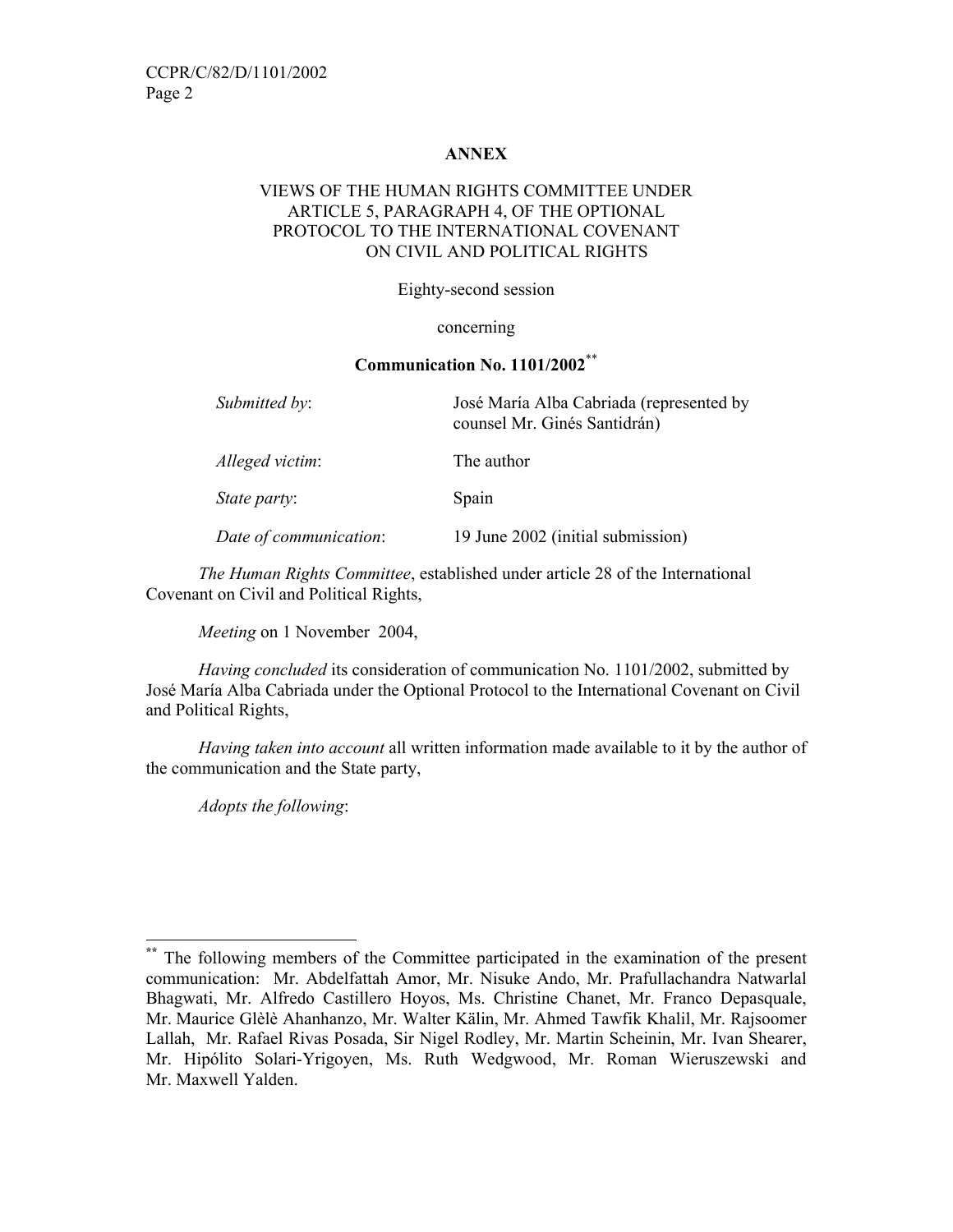**ANNEX**

VIEWS OF THE HUMAN RIGHTS COMMITTEE UNDER ARTICLE 5, PARAGRAPH 4, OF THE OPTIONAL PROTOCOL TO THE INTERNATIONAL COVENANT ON CIVIL AND POLITICAL RIGHTS

Eighty-second session

concerning

**Communication No. 1101/2002**[**]

| | |
|---|---|
| *Submitted by*: | José María Alba Cabriada (represented by counsel Mr. Ginés Santidrán) |
| *Alleged victim*: | The author |
| *State party*: | Spain |
| *Date of communication*: | 19 June 2002 (initial submission) |

*The Human Rights Committee*, established under article 28 of the International Covenant on Civil and Political Rights,

*Meeting* on 1 November 2004,

*Having concluded* its consideration of communication No. 1101/2002, submitted by José María Alba Cabriada under the Optional Protocol to the International Covenant on Civil and Political Rights,

*Having taken into account* all written information made available to it by the author of the communication and the State party,

*Adopts the following*:

---

[**] The following members of the Committee participated in the examination of the present communication: Mr. Abdelfattah Amor, Mr. Nisuke Ando, Mr. Prafullachandra Natwarlal Bhagwati, Mr. Alfredo Castillero Hoyos, Ms. Christine Chanet, Mr. Franco Depasquale, Mr. Maurice Glèlè Ahanhanzo, Mr. Walter Kälin, Mr. Ahmed Tawfik Khalil, Mr. Rajsoomer Lallah, Mr. Rafael Rivas Posada, Sir Nigel Rodley, Mr. Martin Scheinin, Mr. Ivan Shearer, Mr. Hipólito Solari-Yrigoyen, Ms. Ruth Wedgwood, Mr. Roman Wieruszewski and Mr. Maxwell Yalden.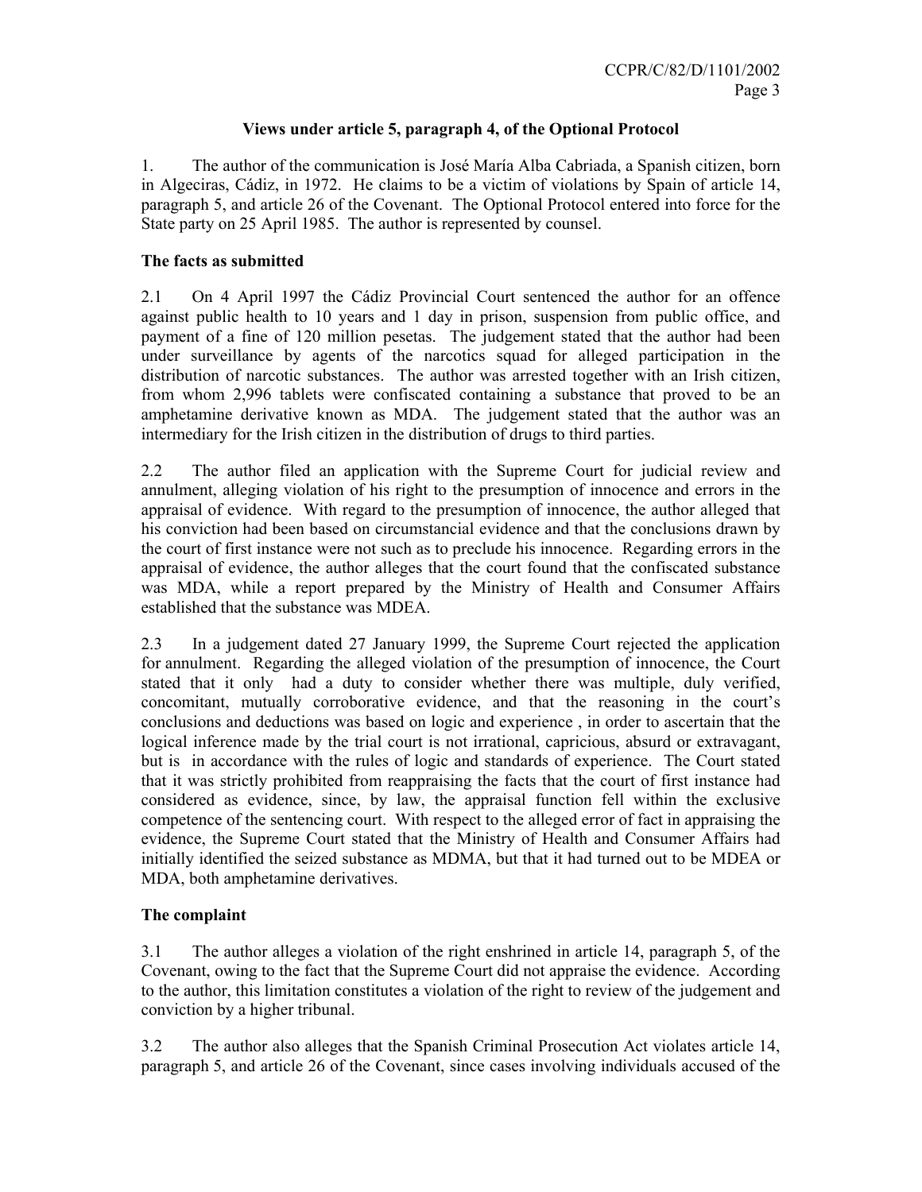### Views under article 5, paragraph 4, of the Optional Protocol

1. The author of the communication is José María Alba Cabriada, a Spanish citizen, born in Algeciras, Cádiz, in 1972. He claims to be a victim of violations by Spain of article 14, paragraph 5, and article 26 of the Covenant. The Optional Protocol entered into force for the State party on 25 April 1985. The author is represented by counsel.

#### The facts as submitted

2.1 On 4 April 1997 the Cádiz Provincial Court sentenced the author for an offence against public health to 10 years and 1 day in prison, suspension from public office, and payment of a fine of 120 million pesetas. The judgement stated that the author had been under surveillance by agents of the narcotics squad for alleged participation in the distribution of narcotic substances. The author was arrested together with an Irish citizen, from whom 2,996 tablets were confiscated containing a substance that proved to be an amphetamine derivative known as MDA. The judgement stated that the author was an intermediary for the Irish citizen in the distribution of drugs to third parties.

2.2 The author filed an application with the Supreme Court for judicial review and annulment, alleging violation of his right to the presumption of innocence and errors in the appraisal of evidence. With regard to the presumption of innocence, the author alleged that his conviction had been based on circumstancial evidence and that the conclusions drawn by the court of first instance were not such as to preclude his innocence. Regarding errors in the appraisal of evidence, the author alleges that the court found that the confiscated substance was MDA, while a report prepared by the Ministry of Health and Consumer Affairs established that the substance was MDEA.

2.3 In a judgement dated 27 January 1999, the Supreme Court rejected the application for annulment. Regarding the alleged violation of the presumption of innocence, the Court stated that it only had a duty to consider whether there was multiple, duly verified, concomitant, mutually corroborative evidence, and that the reasoning in the court's conclusions and deductions was based on logic and experience , in order to ascertain that the logical inference made by the trial court is not irrational, capricious, absurd or extravagant, but is in accordance with the rules of logic and standards of experience. The Court stated that it was strictly prohibited from reappraising the facts that the court of first instance had considered as evidence, since, by law, the appraisal function fell within the exclusive competence of the sentencing court. With respect to the alleged error of fact in appraising the evidence, the Supreme Court stated that the Ministry of Health and Consumer Affairs had initially identified the seized substance as MDMA, but that it had turned out to be MDEA or MDA, both amphetamine derivatives.

#### The complaint

3.1 The author alleges a violation of the right enshrined in article 14, paragraph 5, of the Covenant, owing to the fact that the Supreme Court did not appraise the evidence. According to the author, this limitation constitutes a violation of the right to review of the judgement and conviction by a higher tribunal.

3.2 The author also alleges that the Spanish Criminal Prosecution Act violates article 14, paragraph 5, and article 26 of the Covenant, since cases involving individuals accused of the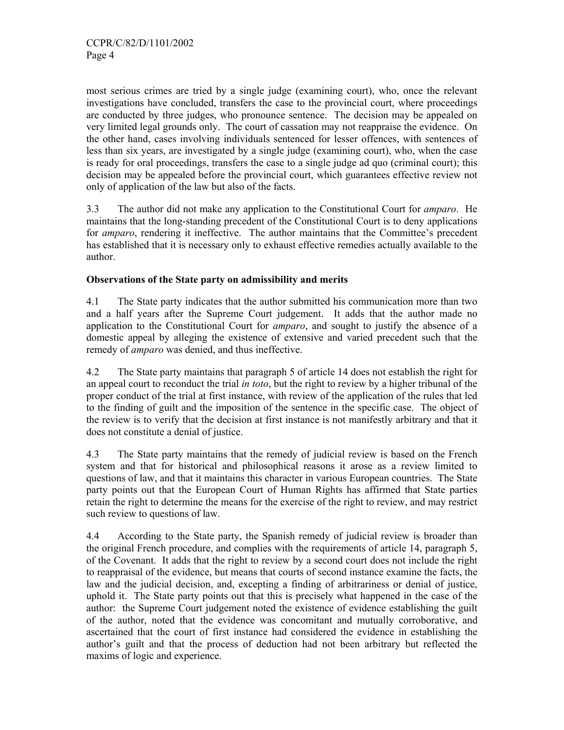most serious crimes are tried by a single judge (examining court), who, once the relevant investigations have concluded, transfers the case to the provincial court, where proceedings are conducted by three judges, who pronounce sentence. The decision may be appealed on very limited legal grounds only. The court of cassation may not reappraise the evidence. On the other hand, cases involving individuals sentenced for lesser offences, with sentences of less than six years, are investigated by a single judge (examining court), who, when the case is ready for oral proceedings, transfers the case to a single judge ad quo (criminal court); this decision may be appealed before the provincial court, which guarantees effective review not only of application of the law but also of the facts.

3.3 The author did not make any application to the Constitutional Court for *amparo*. He maintains that the long-standing precedent of the Constitutional Court is to deny applications for *amparo*, rendering it ineffective. The author maintains that the Committee's precedent has established that it is necessary only to exhaust effective remedies actually available to the author.

**Observations of the State party on admissibility and merits**

4.1 The State party indicates that the author submitted his communication more than two and a half years after the Supreme Court judgement. It adds that the author made no application to the Constitutional Court for *amparo*, and sought to justify the absence of a domestic appeal by alleging the existence of extensive and varied precedent such that the remedy of *amparo* was denied, and thus ineffective.

4.2 The State party maintains that paragraph 5 of article 14 does not establish the right for an appeal court to reconduct the trial *in toto*, but the right to review by a higher tribunal of the proper conduct of the trial at first instance, with review of the application of the rules that led to the finding of guilt and the imposition of the sentence in the specific case. The object of the review is to verify that the decision at first instance is not manifestly arbitrary and that it does not constitute a denial of justice.

4.3 The State party maintains that the remedy of judicial review is based on the French system and that for historical and philosophical reasons it arose as a review limited to questions of law, and that it maintains this character in various European countries. The State party points out that the European Court of Human Rights has affirmed that State parties retain the right to determine the means for the exercise of the right to review, and may restrict such review to questions of law.

4.4 According to the State party, the Spanish remedy of judicial review is broader than the original French procedure, and complies with the requirements of article 14, paragraph 5, of the Covenant. It adds that the right to review by a second court does not include the right to reappraisal of the evidence, but means that courts of second instance examine the facts, the law and the judicial decision, and, excepting a finding of arbitrariness or denial of justice, uphold it. The State party points out that this is precisely what happened in the case of the author: the Supreme Court judgement noted the existence of evidence establishing the guilt of the author, noted that the evidence was concomitant and mutually corroborative, and ascertained that the court of first instance had considered the evidence in establishing the author's guilt and that the process of deduction had not been arbitrary but reflected the maxims of logic and experience.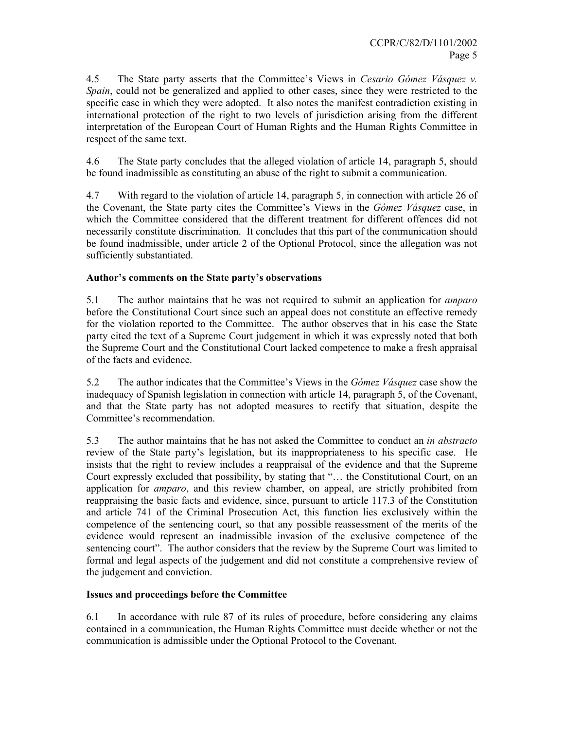4.5 The State party asserts that the Committee's Views in *Cesario Gómez Vásquez v. Spain*, could not be generalized and applied to other cases, since they were restricted to the specific case in which they were adopted. It also notes the manifest contradiction existing in international protection of the right to two levels of jurisdiction arising from the different interpretation of the European Court of Human Rights and the Human Rights Committee in respect of the same text.

4.6 The State party concludes that the alleged violation of article 14, paragraph 5, should be found inadmissible as constituting an abuse of the right to submit a communication.

4.7 With regard to the violation of article 14, paragraph 5, in connection with article 26 of the Covenant, the State party cites the Committee's Views in the *Gómez Vásquez* case, in which the Committee considered that the different treatment for different offences did not necessarily constitute discrimination. It concludes that this part of the communication should be found inadmissible, under article 2 of the Optional Protocol, since the allegation was not sufficiently substantiated.

**Author's comments on the State party's observations**

5.1 The author maintains that he was not required to submit an application for *amparo* before the Constitutional Court since such an appeal does not constitute an effective remedy for the violation reported to the Committee. The author observes that in his case the State party cited the text of a Supreme Court judgement in which it was expressly noted that both the Supreme Court and the Constitutional Court lacked competence to make a fresh appraisal of the facts and evidence.

5.2 The author indicates that the Committee's Views in the *Gómez Vásquez* case show the inadequacy of Spanish legislation in connection with article 14, paragraph 5, of the Covenant, and that the State party has not adopted measures to rectify that situation, despite the Committee's recommendation.

5.3 The author maintains that he has not asked the Committee to conduct an *in abstracto* review of the State party's legislation, but its inappropriateness to his specific case. He insists that the right to review includes a reappraisal of the evidence and that the Supreme Court expressly excluded that possibility, by stating that "… the Constitutional Court, on an application for *amparo*, and this review chamber, on appeal, are strictly prohibited from reappraising the basic facts and evidence, since, pursuant to article 117.3 of the Constitution and article 741 of the Criminal Prosecution Act, this function lies exclusively within the competence of the sentencing court, so that any possible reassessment of the merits of the evidence would represent an inadmissible invasion of the exclusive competence of the sentencing court". The author considers that the review by the Supreme Court was limited to formal and legal aspects of the judgement and did not constitute a comprehensive review of the judgement and conviction.

**Issues and proceedings before the Committee**

6.1 In accordance with rule 87 of its rules of procedure, before considering any claims contained in a communication, the Human Rights Committee must decide whether or not the communication is admissible under the Optional Protocol to the Covenant.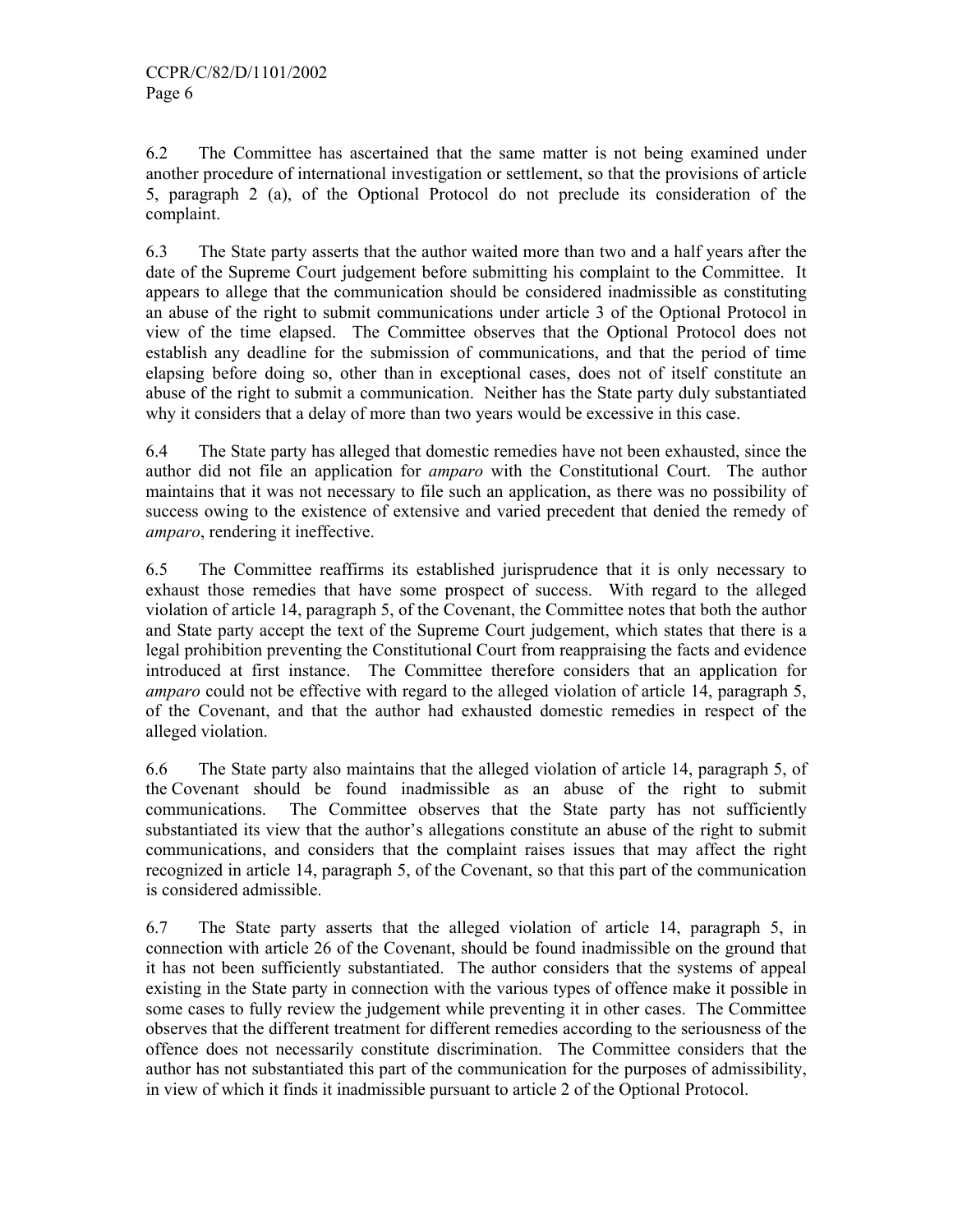6.2 The Committee has ascertained that the same matter is not being examined under another procedure of international investigation or settlement, so that the provisions of article 5, paragraph 2 (a), of the Optional Protocol do not preclude its consideration of the complaint.

6.3 The State party asserts that the author waited more than two and a half years after the date of the Supreme Court judgement before submitting his complaint to the Committee. It appears to allege that the communication should be considered inadmissible as constituting an abuse of the right to submit communications under article 3 of the Optional Protocol in view of the time elapsed. The Committee observes that the Optional Protocol does not establish any deadline for the submission of communications, and that the period of time elapsing before doing so, other than in exceptional cases, does not of itself constitute an abuse of the right to submit a communication. Neither has the State party duly substantiated why it considers that a delay of more than two years would be excessive in this case.

6.4 The State party has alleged that domestic remedies have not been exhausted, since the author did not file an application for *amparo* with the Constitutional Court. The author maintains that it was not necessary to file such an application, as there was no possibility of success owing to the existence of extensive and varied precedent that denied the remedy of *amparo*, rendering it ineffective.

6.5 The Committee reaffirms its established jurisprudence that it is only necessary to exhaust those remedies that have some prospect of success. With regard to the alleged violation of article 14, paragraph 5, of the Covenant, the Committee notes that both the author and State party accept the text of the Supreme Court judgement, which states that there is a legal prohibition preventing the Constitutional Court from reappraising the facts and evidence introduced at first instance. The Committee therefore considers that an application for *amparo* could not be effective with regard to the alleged violation of article 14, paragraph 5, of the Covenant, and that the author had exhausted domestic remedies in respect of the alleged violation.

6.6 The State party also maintains that the alleged violation of article 14, paragraph 5, of the Covenant should be found inadmissible as an abuse of the right to submit communications. The Committee observes that the State party has not sufficiently substantiated its view that the author's allegations constitute an abuse of the right to submit communications, and considers that the complaint raises issues that may affect the right recognized in article 14, paragraph 5, of the Covenant, so that this part of the communication is considered admissible.

6.7 The State party asserts that the alleged violation of article 14, paragraph 5, in connection with article 26 of the Covenant, should be found inadmissible on the ground that it has not been sufficiently substantiated. The author considers that the systems of appeal existing in the State party in connection with the various types of offence make it possible in some cases to fully review the judgement while preventing it in other cases. The Committee observes that the different treatment for different remedies according to the seriousness of the offence does not necessarily constitute discrimination. The Committee considers that the author has not substantiated this part of the communication for the purposes of admissibility, in view of which it finds it inadmissible pursuant to article 2 of the Optional Protocol.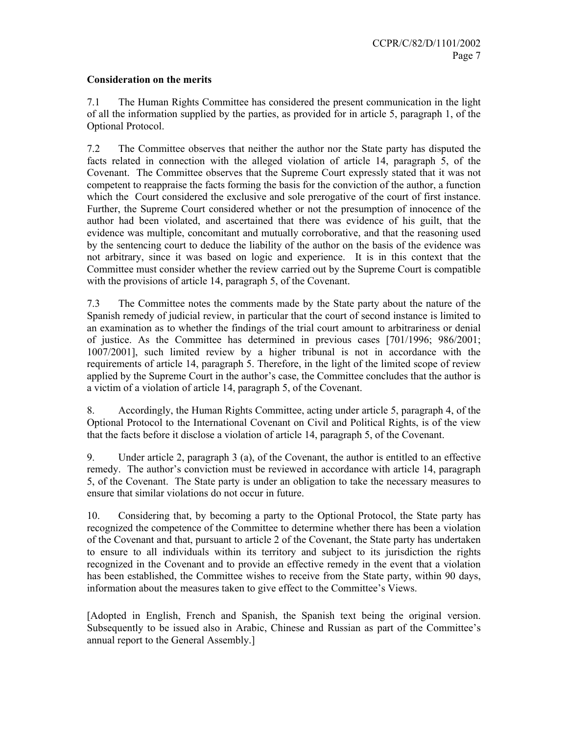**Consideration on the merits**

7.1 The Human Rights Committee has considered the present communication in the light of all the information supplied by the parties, as provided for in article 5, paragraph 1, of the Optional Protocol.

7.2 The Committee observes that neither the author nor the State party has disputed the facts related in connection with the alleged violation of article 14, paragraph 5, of the Covenant. The Committee observes that the Supreme Court expressly stated that it was not competent to reappraise the facts forming the basis for the conviction of the author, a function which the Court considered the exclusive and sole prerogative of the court of first instance. Further, the Supreme Court considered whether or not the presumption of innocence of the author had been violated, and ascertained that there was evidence of his guilt, that the evidence was multiple, concomitant and mutually corroborative, and that the reasoning used by the sentencing court to deduce the liability of the author on the basis of the evidence was not arbitrary, since it was based on logic and experience. It is in this context that the Committee must consider whether the review carried out by the Supreme Court is compatible with the provisions of article 14, paragraph 5, of the Covenant.

7.3 The Committee notes the comments made by the State party about the nature of the Spanish remedy of judicial review, in particular that the court of second instance is limited to an examination as to whether the findings of the trial court amount to arbitrariness or denial of justice. As the Committee has determined in previous cases [701/1996; 986/2001; 1007/2001], such limited review by a higher tribunal is not in accordance with the requirements of article 14, paragraph 5. Therefore, in the light of the limited scope of review applied by the Supreme Court in the author's case, the Committee concludes that the author is a victim of a violation of article 14, paragraph 5, of the Covenant.

8. Accordingly, the Human Rights Committee, acting under article 5, paragraph 4, of the Optional Protocol to the International Covenant on Civil and Political Rights, is of the view that the facts before it disclose a violation of article 14, paragraph 5, of the Covenant.

9. Under article 2, paragraph 3 (a), of the Covenant, the author is entitled to an effective remedy. The author's conviction must be reviewed in accordance with article 14, paragraph 5, of the Covenant. The State party is under an obligation to take the necessary measures to ensure that similar violations do not occur in future.

10. Considering that, by becoming a party to the Optional Protocol, the State party has recognized the competence of the Committee to determine whether there has been a violation of the Covenant and that, pursuant to article 2 of the Covenant, the State party has undertaken to ensure to all individuals within its territory and subject to its jurisdiction the rights recognized in the Covenant and to provide an effective remedy in the event that a violation has been established, the Committee wishes to receive from the State party, within 90 days, information about the measures taken to give effect to the Committee's Views.

[Adopted in English, French and Spanish, the Spanish text being the original version. Subsequently to be issued also in Arabic, Chinese and Russian as part of the Committee's annual report to the General Assembly.]